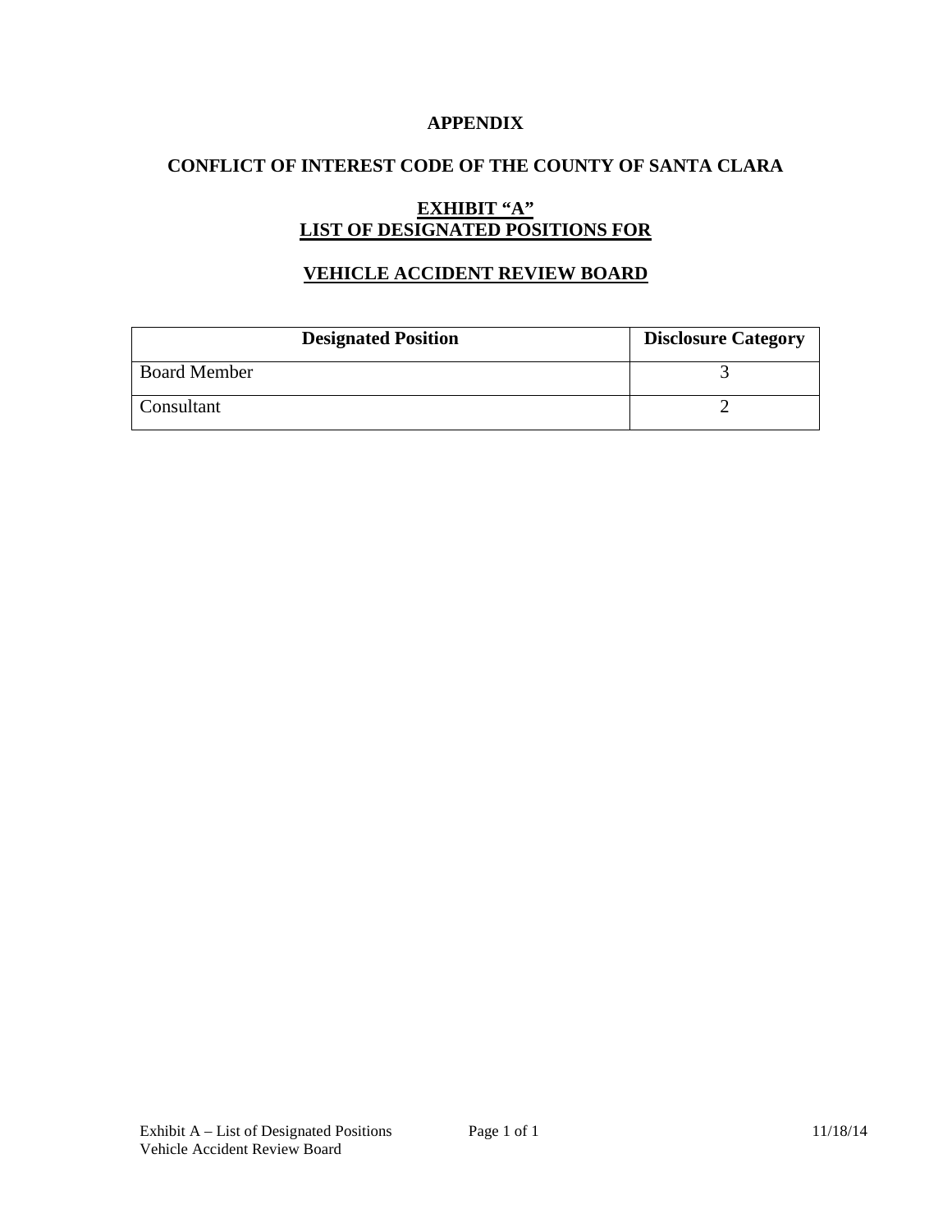# APPENDIX

## CONFLICT OF INTEREST CODE OF THE COUNTY OF SANTA CLARA

### EXHIBIT "A"
### LIST OF DESIGNATED POSITIONS FOR

### VEHICLE ACCIDENT REVIEW BOARD

| Designated Position | Disclosure Category |
|---|---|
| Board Member | 3 |
| Consultant | 2 |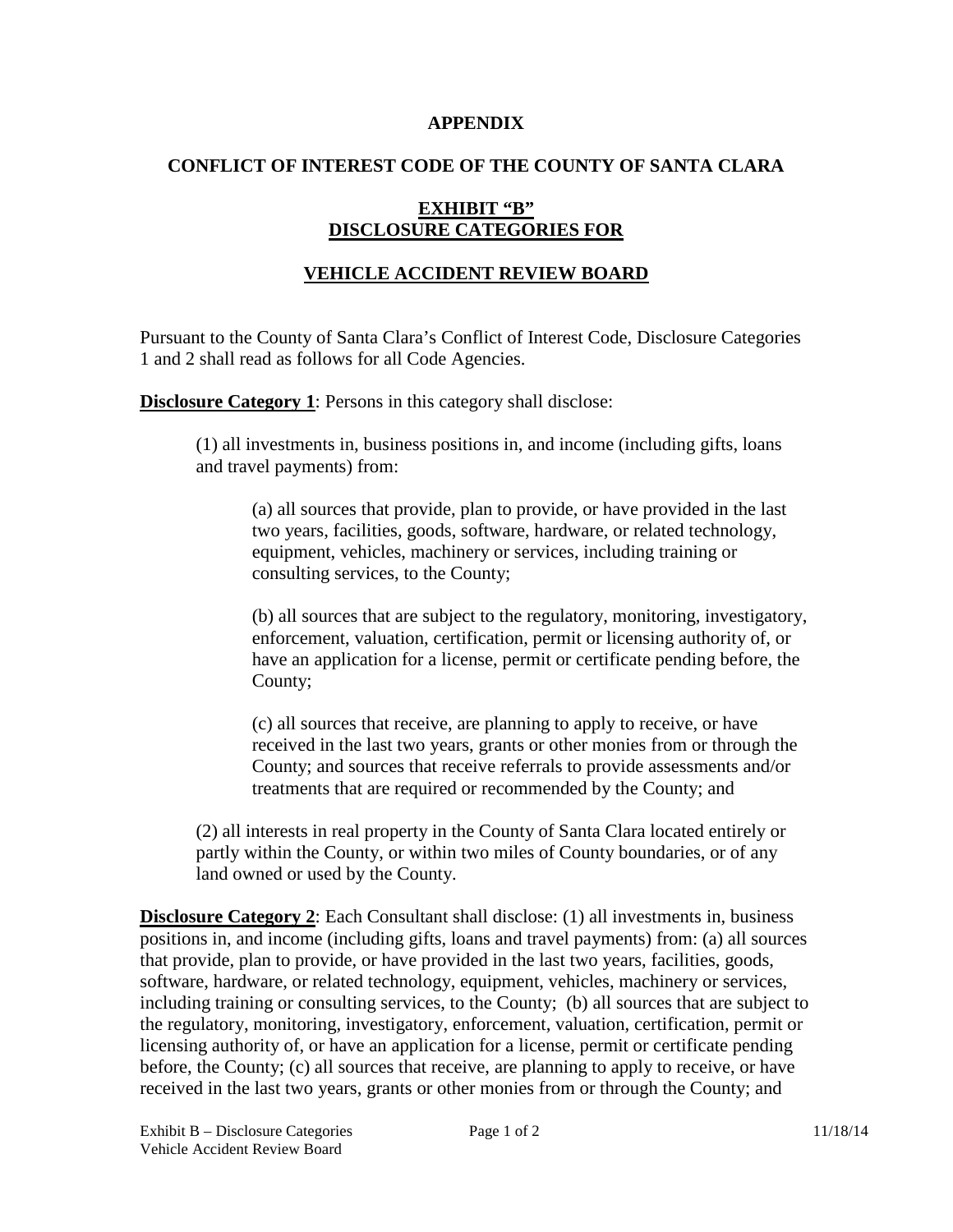**APPENDIX**

**CONFLICT OF INTEREST CODE OF THE COUNTY OF SANTA CLARA**

**EXHIBIT "B"**
**DISCLOSURE CATEGORIES FOR**

**VEHICLE ACCIDENT REVIEW BOARD**

Pursuant to the County of Santa Clara's Conflict of Interest Code, Disclosure Categories 1 and 2 shall read as follows for all Code Agencies.

**Disclosure Category 1**: Persons in this category shall disclose:

(1) all investments in, business positions in, and income (including gifts, loans and travel payments) from:

(a) all sources that provide, plan to provide, or have provided in the last two years, facilities, goods, software, hardware, or related technology, equipment, vehicles, machinery or services, including training or consulting services, to the County;

(b) all sources that are subject to the regulatory, monitoring, investigatory, enforcement, valuation, certification, permit or licensing authority of, or have an application for a license, permit or certificate pending before, the County;

(c) all sources that receive, are planning to apply to receive, or have received in the last two years, grants or other monies from or through the County; and sources that receive referrals to provide assessments and/or treatments that are required or recommended by the County; and

(2) all interests in real property in the County of Santa Clara located entirely or partly within the County, or within two miles of County boundaries, or of any land owned or used by the County.

**Disclosure Category 2**: Each Consultant shall disclose: (1) all investments in, business positions in, and income (including gifts, loans and travel payments) from: (a) all sources that provide, plan to provide, or have provided in the last two years, facilities, goods, software, hardware, or related technology, equipment, vehicles, machinery or services, including training or consulting services, to the County; (b) all sources that are subject to the regulatory, monitoring, investigatory, enforcement, valuation, certification, permit or licensing authority of, or have an application for a license, permit or certificate pending before, the County; (c) all sources that receive, are planning to apply to receive, or have received in the last two years, grants or other monies from or through the County; and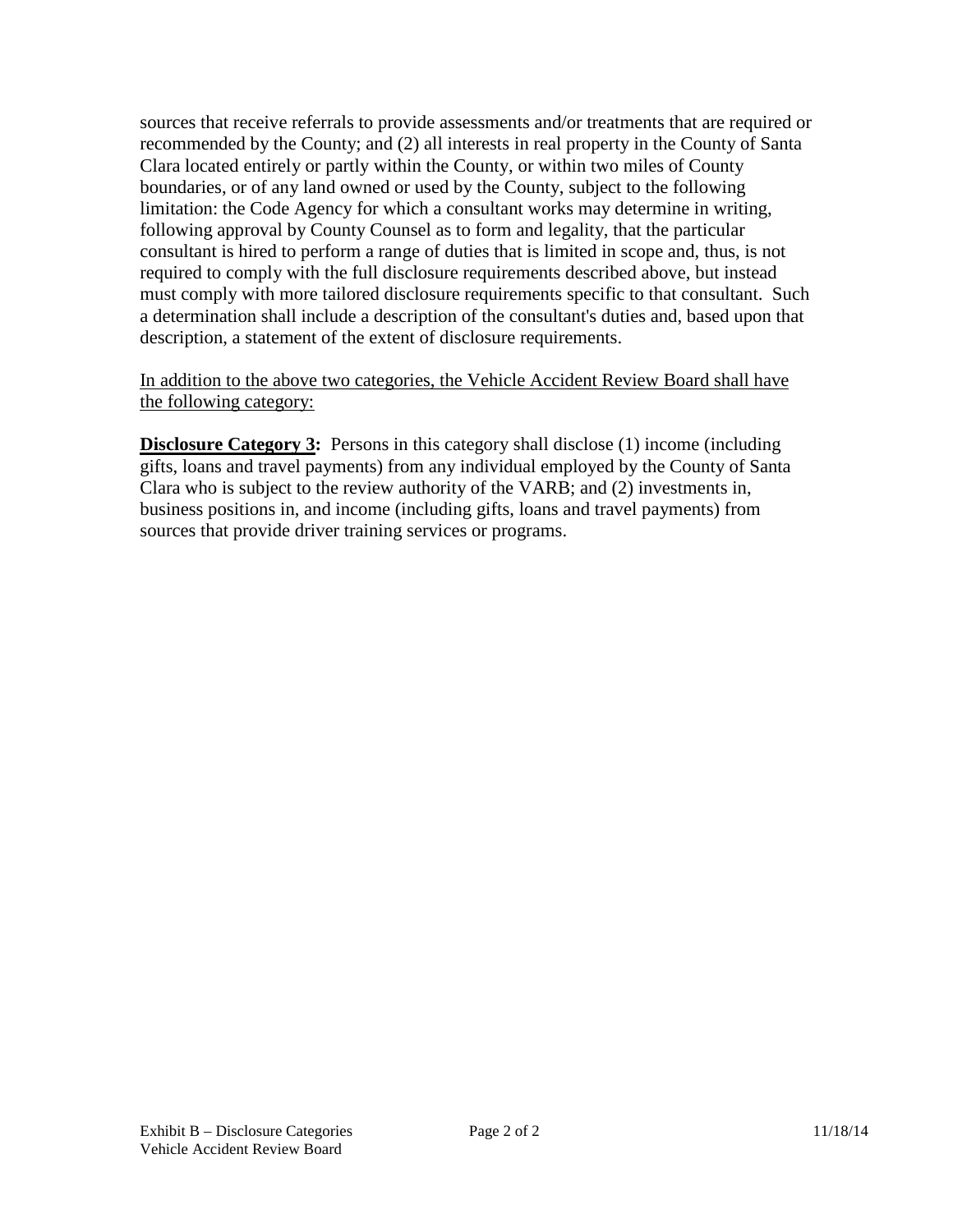sources that receive referrals to provide assessments and/or treatments that are required or recommended by the County; and (2) all interests in real property in the County of Santa Clara located entirely or partly within the County, or within two miles of County boundaries, or of any land owned or used by the County, subject to the following limitation: the Code Agency for which a consultant works may determine in writing, following approval by County Counsel as to form and legality, that the particular consultant is hired to perform a range of duties that is limited in scope and, thus, is not required to comply with the full disclosure requirements described above, but instead must comply with more tailored disclosure requirements specific to that consultant. Such a determination shall include a description of the consultant's duties and, based upon that description, a statement of the extent of disclosure requirements.

<u>In addition to the above two categories, the Vehicle Accident Review Board shall have the following category:</u>

**<u>Disclosure Category 3:</u>** Persons in this category shall disclose (1) income (including gifts, loans and travel payments) from any individual employed by the County of Santa Clara who is subject to the review authority of the VARB; and (2) investments in, business positions in, and income (including gifts, loans and travel payments) from sources that provide driver training services or programs.